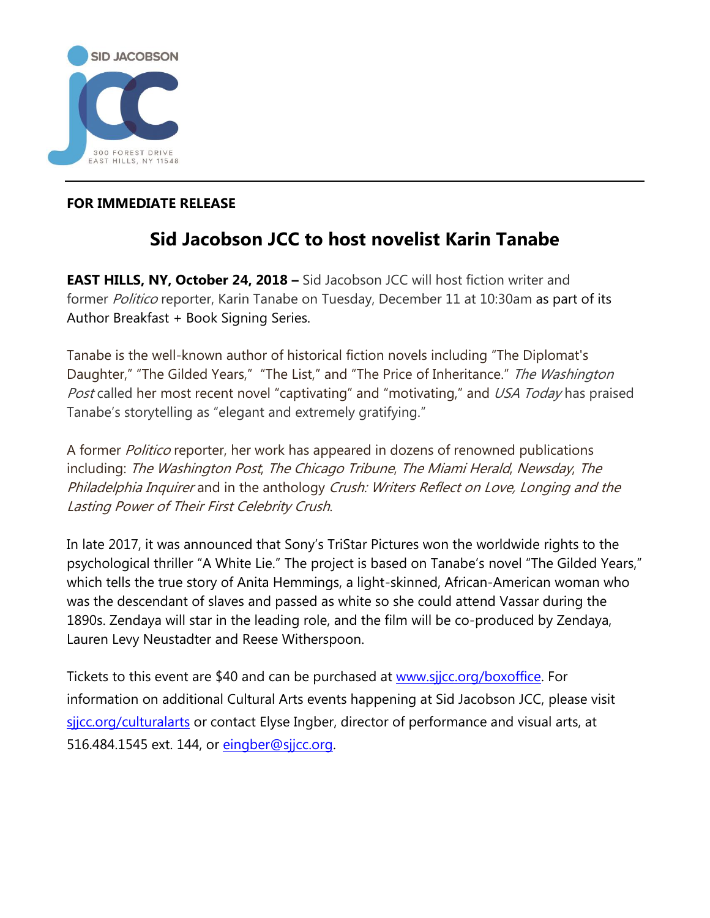SID JACOBSON

JCC

300 FOREST DRIVE
EAST HILLS, NY 11548

---

**FOR IMMEDIATE RELEASE**

# Sid Jacobson JCC to host novelist Karin Tanabe

**EAST HILLS, NY, October 24, 2018 –** Sid Jacobson JCC will host fiction writer and former *Politico* reporter, Karin Tanabe on Tuesday, December 11 at 10:30am as part of its Author Breakfast + Book Signing Series.

Tanabe is the well-known author of historical fiction novels including "The Diplomat's Daughter," "The Gilded Years," "The List," and "The Price of Inheritance." *The Washington Post* called her most recent novel "captivating" and "motivating," and *USA Today* has praised Tanabe's storytelling as "elegant and extremely gratifying."

A former *Politico* reporter, her work has appeared in dozens of renowned publications including: *The Washington Post*, *The Chicago Tribune*, *The Miami Herald*, *Newsday*, *The Philadelphia Inquirer* and in the anthology *Crush: Writers Reflect on Love, Longing and the Lasting Power of Their First Celebrity Crush*.

In late 2017, it was announced that Sony's TriStar Pictures won the worldwide rights to the psychological thriller "A White Lie." The project is based on Tanabe's novel "The Gilded Years," which tells the true story of Anita Hemmings, a light-skinned, African-American woman who was the descendant of slaves and passed as white so she could attend Vassar during the 1890s. Zendaya will star in the leading role, and the film will be co-produced by Zendaya, Lauren Levy Neustadter and Reese Witherspoon.

Tickets to this event are $40 and can be purchased at [www.sjjcc.org/boxoffice](www.sjjcc.org/boxoffice). For information on additional Cultural Arts events happening at Sid Jacobson JCC, please visit [sjjcc.org/culturalarts](sjjcc.org/culturalarts) or contact Elyse Ingber, director of performance and visual arts, at 516.484.1545 ext. 144, or [eingber@sjjcc.org](mailto:eingber@sjjcc.org).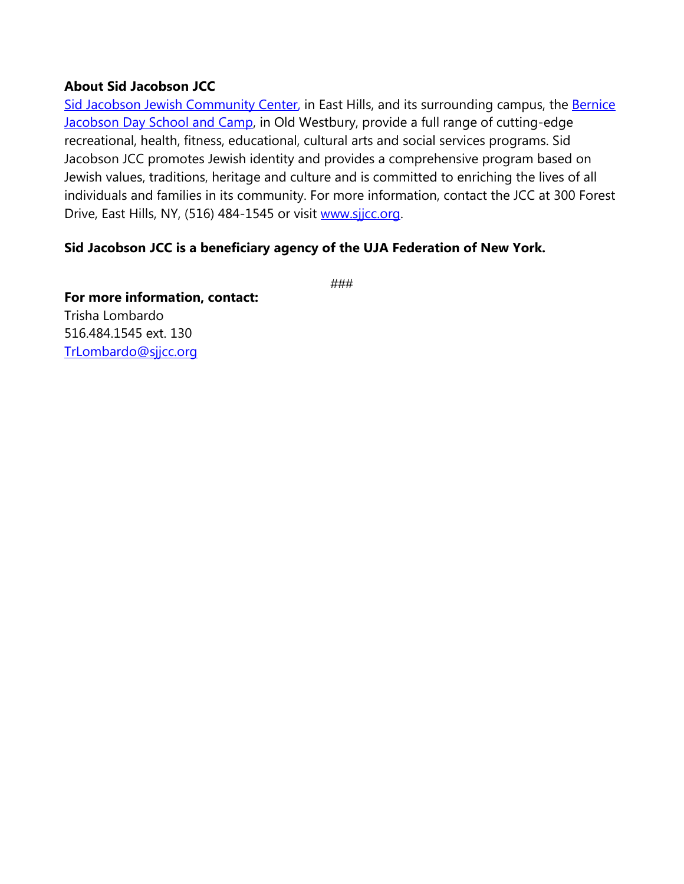**About Sid Jacobson JCC**

Sid Jacobson Jewish Community Center, in East Hills, and its surrounding campus, the Bernice Jacobson Day School and Camp, in Old Westbury, provide a full range of cutting-edge recreational, health, fitness, educational, cultural arts and social services programs. Sid Jacobson JCC promotes Jewish identity and provides a comprehensive program based on Jewish values, traditions, heritage and culture and is committed to enriching the lives of all individuals and families in its community. For more information, contact the JCC at 300 Forest Drive, East Hills, NY, (516) 484-1545 or visit www.sjjcc.org.

**Sid Jacobson JCC is a beneficiary agency of the UJA Federation of New York.**

###

**For more information, contact:**
Trisha Lombardo
516.484.1545 ext. 130
TrLombardo@sjjcc.org